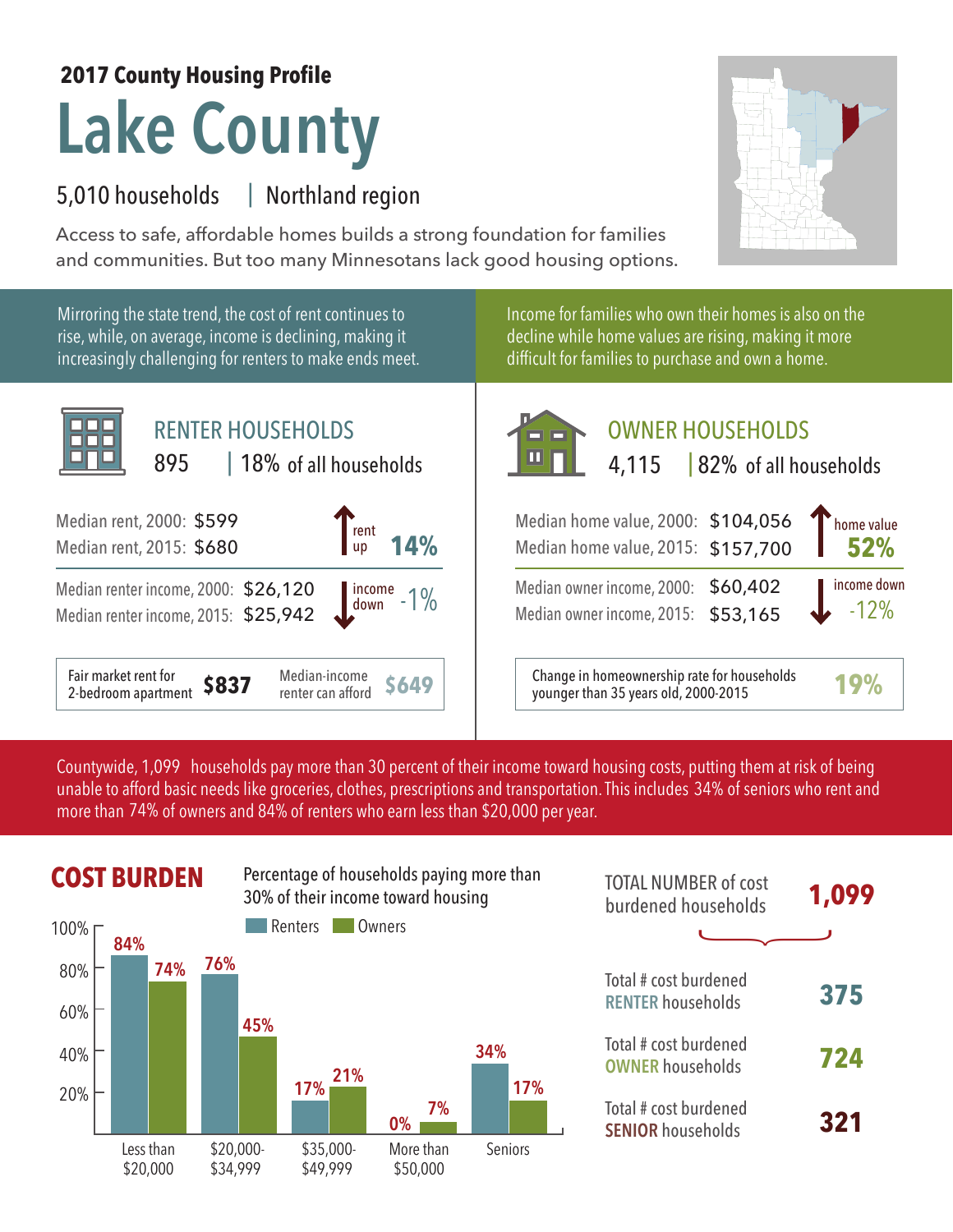**2017 County Housing Profile**

# Lake County

5,010 households | Northland region

Access to safe, affordable homes builds a strong foundation for families and communities. But too many Minnesotans lack good housing options.

Mirroring the state trend, the cost of rent continues to rise, while, on average, income is declining, making it increasingly challenging for renters to make ends meet.

Income for families who own their homes is also on the decline while home values are rising, making it more difficult for families to purchase and own a home.

## RENTER HOUSEHOLDS

895 | 18% of all households

Median rent, 2000: $599
Median rent, 2015: $680
rent up **14%**

Median renter income, 2000: $26,120
Median renter income, 2015: $25,942
income down -1%

Fair market rent for 2-bedroom apartment **$837**
Median-income renter can afford **$649**

## OWNER HOUSEHOLDS

4,115 | 82% of all households

Median home value, 2000: $104,056
Median home value, 2015: $157,700
home value **52%**

Median owner income, 2000: $60,402
Median owner income, 2015: $53,165
income down -12%

Change in homeownership rate for households younger than 35 years old, 2000-2015 **19%**

Countywide, 1,099 households pay more than 30 percent of their income toward housing costs, putting them at risk of being unable to afford basic needs like groceries, clothes, prescriptions and transportation. This includes 34% of seniors who rent and more than 74% of owners and 84% of renters who earn less than $20,000 per year.

## COST BURDEN

Percentage of households paying more than 30% of their income toward housing

| | Renters | Owners |
|---|---|---|
| Less than $20,000 | 84% | 74% |
| $20,000-$34,999 | 76% | 45% |
| $35,000-$49,999 | 17% | 21% |
| More than $50,000 | 0% | 7% |
| Seniors | 34% | 17% |

TOTAL NUMBER of cost burdened households **1,099**

Total # cost burdened RENTER households **375**

Total # cost burdened OWNER households **724**

Total # cost burdened SENIOR households **321**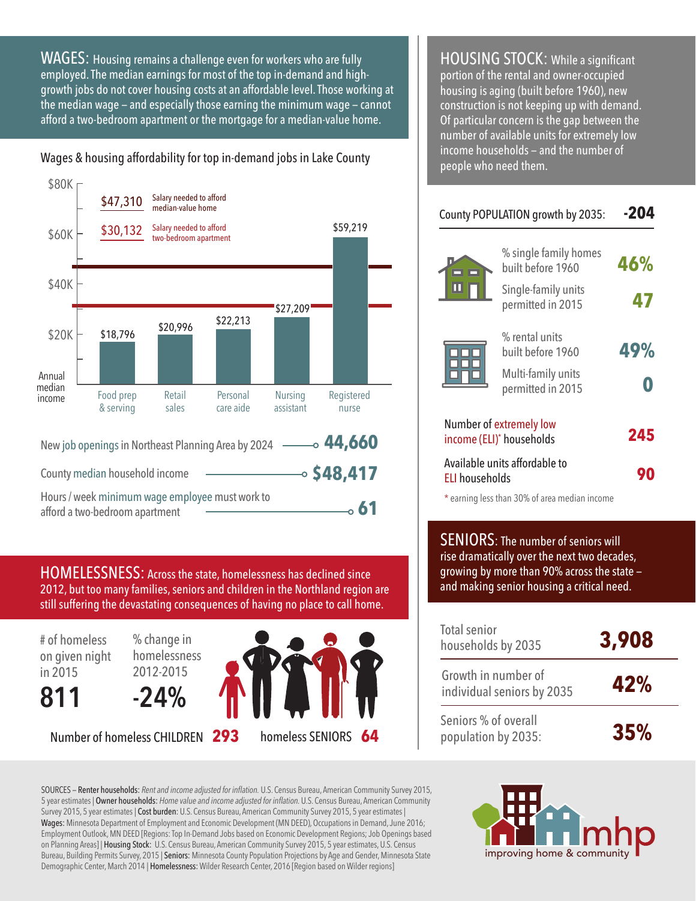## WAGES: Housing remains a challenge even for workers who are fully employed. The median earnings for most of the top in-demand and high-growth jobs do not cover housing costs at an affordable level. Those working at the median wage – and especially those earning the minimum wage – cannot afford a two-bedroom apartment or the mortgage for a median-value home.

Wages & housing affordability for top in-demand jobs in Lake County

$80K
$60K
$40K
$20K
Annual median income

$47,310 Salary needed to afford median-value home
$30,132 Salary needed to afford two-bedroom apartment

Food prep & serving $18,796
Retail sales $20,996
Personal care aide $22,213
Nursing assistant $27,209
Registered nurse $59,219

New job openings in Northeast Planning Area by 2024 — **44,660**

County median household income — **$48,417**

Hours / week minimum wage employee must work to afford a two-bedroom apartment — **61**

## HOMELESSNESS: Across the state, homelessness has declined since 2012, but too many families, seniors and children in the Northland region are still suffering the devastating consequences of having no place to call home.

# of homeless on given night in 2015
**811**

% change in homelessness 2012-2015
**-24%**

Number of homeless CHILDREN **293**

homeless SENIORS **64**

## HOUSING STOCK: While a significant portion of the rental and owner-occupied housing is aging (built before 1960), new construction is not keeping up with demand. Of particular concern is the gap between the number of available units for extremely low income households – and the number of people who need them.

County POPULATION growth by 2035: **-204**

| | |
|---|---|
| % single family homes built before 1960 | **46%** |
| Single-family units permitted in 2015 | **47** |
| % rental units built before 1960 | **49%** |
| Multi-family units permitted in 2015 | **0** |
| Number of extremely low income (ELI)* households | **245** |
| Available units affordable to ELI households | **90** |

\* earning less than 30% of area median income

## SENIORS: The number of seniors will rise dramatically over the next two decades, growing by more than 90% across the state – and making senior housing a critical need.

| | |
|---|---|
| Total senior households by 2035 | **3,908** |
| Growth in number of individual seniors by 2035 | **42%** |
| Seniors % of overall population by 2035: | **35%** |

SOURCES – **Renter households**: *Rent and income adjusted for inflation.* U.S. Census Bureau, American Community Survey 2015, 5 year estimates | **Owner households**: *Home value and income adjusted for inflation.* U.S. Census Bureau, American Community Survey 2015, 5 year estimates | **Cost burden**: U.S. Census Bureau, American Community Survey 2015, 5 year estimates | **Wages**: Minnesota Department of Employment and Economic Development (MN DEED), Occupations in Demand, June 2016; Employment Outlook, MN DEED [Regions: Top In-Demand Jobs based on Economic Development Regions; Job Openings based on Planning Areas] | **Housing Stock**: U.S. Census Bureau, American Community Survey 2015, 5 year estimates, U.S. Census Bureau, Building Permits Survey, 2015 | **Seniors**: Minnesota County Population Projections by Age and Gender, Minnesota State Demographic Center, March 2014 | **Homelessness**: Wilder Research Center, 2016 [Region based on Wilder regions]

mhp improving home & community